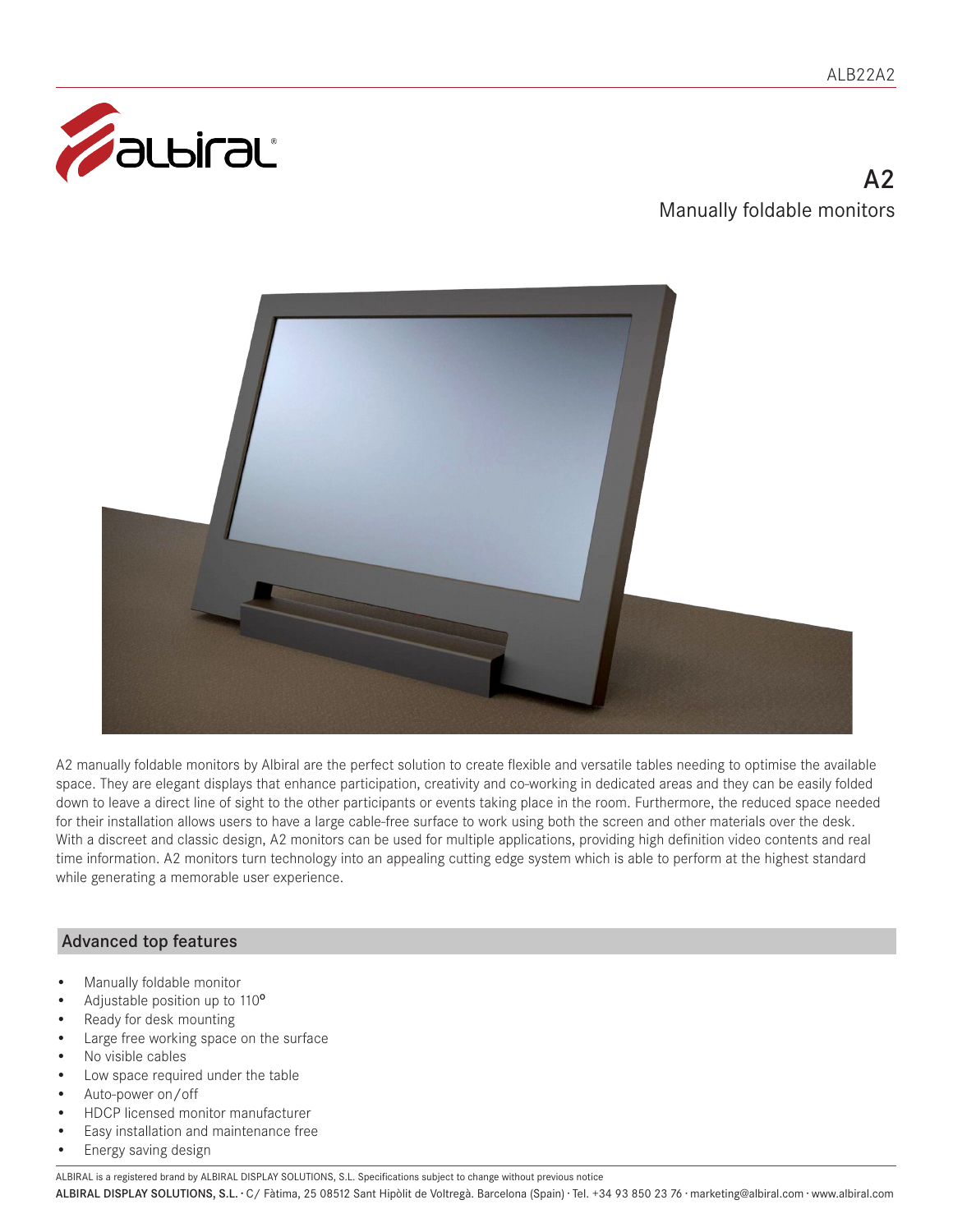# A2

## Manually foldable monitors

A2 manually foldable monitors by Albiral are the perfect solution to create flexible and versatile tables needing to optimise the available space. They are elegant displays that enhance participation, creativity and co-working in dedicated areas and they can be easily folded down to leave a direct line of sight to the other participants or events taking place in the room. Furthermore, the reduced space needed for their installation allows users to have a large cable-free surface to work using both the screen and other materials over the desk. With a discreet and classic design, A2 monitors can be used for multiple applications, providing high definition video contents and real time information. A2 monitors turn technology into an appealing cutting edge system which is able to perform at the highest standard while generating a memorable user experience.

## Advanced top features

- Manually foldable monitor
- Adjustable position up to 110º
- Ready for desk mounting
- Large free working space on the surface
- No visible cables
- Low space required under the table
- Auto-power on/off
- HDCP licensed monitor manufacturer
- Easy installation and maintenance free
- Energy saving design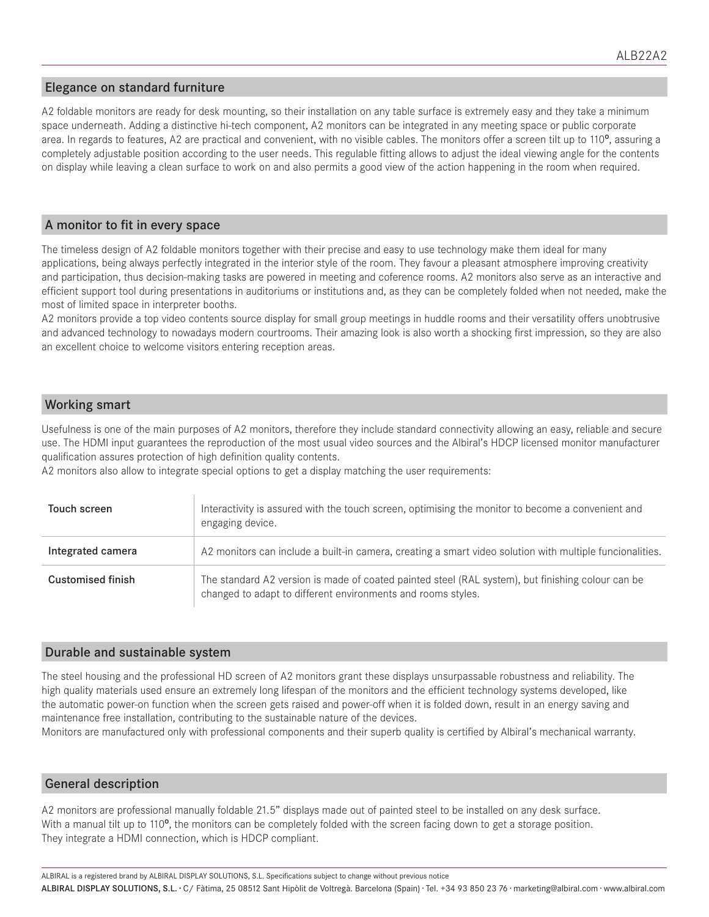## Elegance on standard furniture

A2 foldable monitors are ready for desk mounting, so their installation on any table surface is extremely easy and they take a minimum space underneath. Adding a distinctive hi-tech component, A2 monitors can be integrated in any meeting space or public corporate area. In regards to features, A2 are practical and convenient, with no visible cables. The monitors offer a screen tilt up to 110º, assuring a completely adjustable position according to the user needs. This regulable fitting allows to adjust the ideal viewing angle for the contents on display while leaving a clean surface to work on and also permits a good view of the action happening in the room when required.

## A monitor to fit in every space

The timeless design of A2 foldable monitors together with their precise and easy to use technology make them ideal for many applications, being always perfectly integrated in the interior style of the room. They favour a pleasant atmosphere improving creativity and participation, thus decision-making tasks are powered in meeting and coference rooms. A2 monitors also serve as an interactive and efficient support tool during presentations in auditoriums or institutions and, as they can be completely folded when not needed, make the most of limited space in interpreter booths.

A2 monitors provide a top video contents source display for small group meetings in huddle rooms and their versatility offers unobtrusive and advanced technology to nowadays modern courtrooms. Their amazing look is also worth a shocking first impression, so they are also an excellent choice to welcome visitors entering reception areas.

## Working smart

Usefulness is one of the main purposes of A2 monitors, therefore they include standard connectivity allowing an easy, reliable and secure use. The HDMI input guarantees the reproduction of the most usual video sources and the Albiral's HDCP licensed monitor manufacturer qualification assures protection of high definition quality contents.

A2 monitors also allow to integrate special options to get a display matching the user requirements:

| | |
|---|---|
| Touch screen | Interactivity is assured with the touch screen, optimising the monitor to become a convenient and engaging device. |
| Integrated camera | A2 monitors can include a built-in camera, creating a smart video solution with multiple funcionalities. |
| Customised finish | The standard A2 version is made of coated painted steel (RAL system), but finishing colour can be changed to adapt to different environments and rooms styles. |

## Durable and sustainable system

The steel housing and the professional HD screen of A2 monitors grant these displays unsurpassable robustness and reliability. The high quality materials used ensure an extremely long lifespan of the monitors and the efficient technology systems developed, like the automatic power-on function when the screen gets raised and power-off when it is folded down, result in an energy saving and maintenance free installation, contributing to the sustainable nature of the devices.

Monitors are manufactured only with professional components and their superb quality is certified by Albiral's mechanical warranty.

## General description

A2 monitors are professional manually foldable 21.5" displays made out of painted steel to be installed on any desk surface.
With a manual tilt up to 110º, the monitors can be completely folded with the screen facing down to get a storage position.
They integrate a HDMI connection, which is HDCP compliant.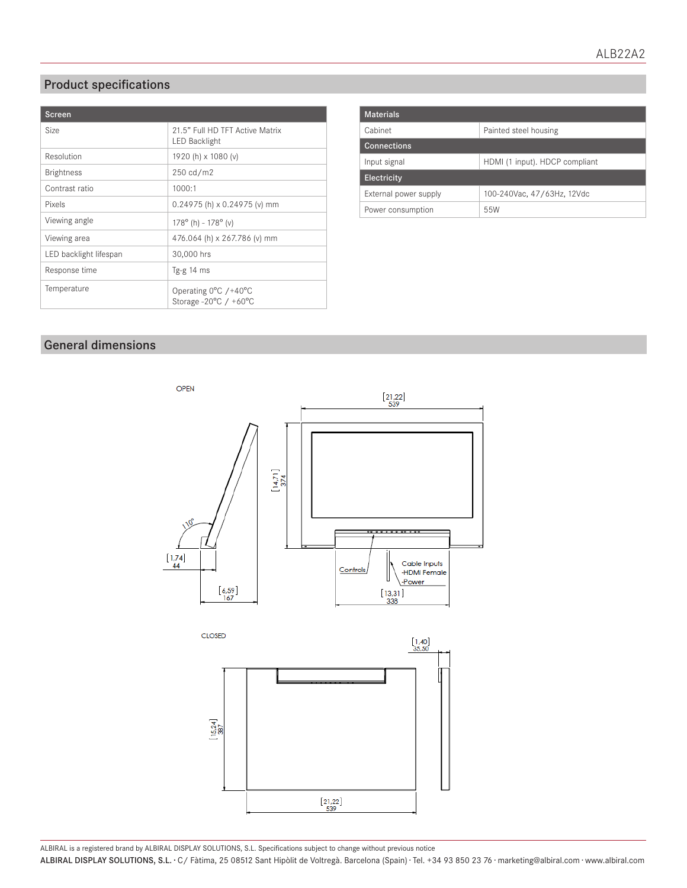## Product specifications

| Screen | |
|---|---|
| Size | 21.5" Full HD TFT Active Matrix LED Backlight |
| Resolution | 1920 (h) x 1080 (v) |
| Brightness | 250 cd/m2 |
| Contrast ratio | 1000:1 |
| Pixels | 0.24975 (h) x 0.24975 (v) mm |
| Viewing angle | 178º (h) - 178º (v) |
| Viewing area | 476.064 (h) x 267.786 (v) mm |
| LED backlight lifespan | 30,000 hrs |
| Response time | Tg-g 14 ms |
| Temperature | Operating 0ºC /+40ºC<br>Storage -20ºC / +60ºC |

| Materials | |
|---|---|
| Cabinet | Painted steel housing |
| **Connections** | |
| Input signal | HDMI (1 input). HDCP compliant |
| **Electricity** | |
| External power supply | 100-240Vac, 47/63Hz, 12Vdc |
| Power consumption | 55W |

## General dimensions

OPEN

[21,22]
539

110°

[14,71]
374

[1,74]
44

[6,59]
167

Controls

Cable Inputs
-HDMI Female
-Power

[13,31]
338

CLOSED

[1,40]
35,50

[15,24]
387

[21,22]
539

ALBIRAL is a registered brand by ALBIRAL DISPLAY SOLUTIONS, S.L. Specifications subject to change without previous notice

**ALBIRAL DISPLAY SOLUTIONS, S.L.** · C/ Fàtima, 25 08512 Sant Hipòlit de Voltregà. Barcelona (Spain) · Tel. +34 93 850 23 76 · marketing@albiral.com · www.albiral.com